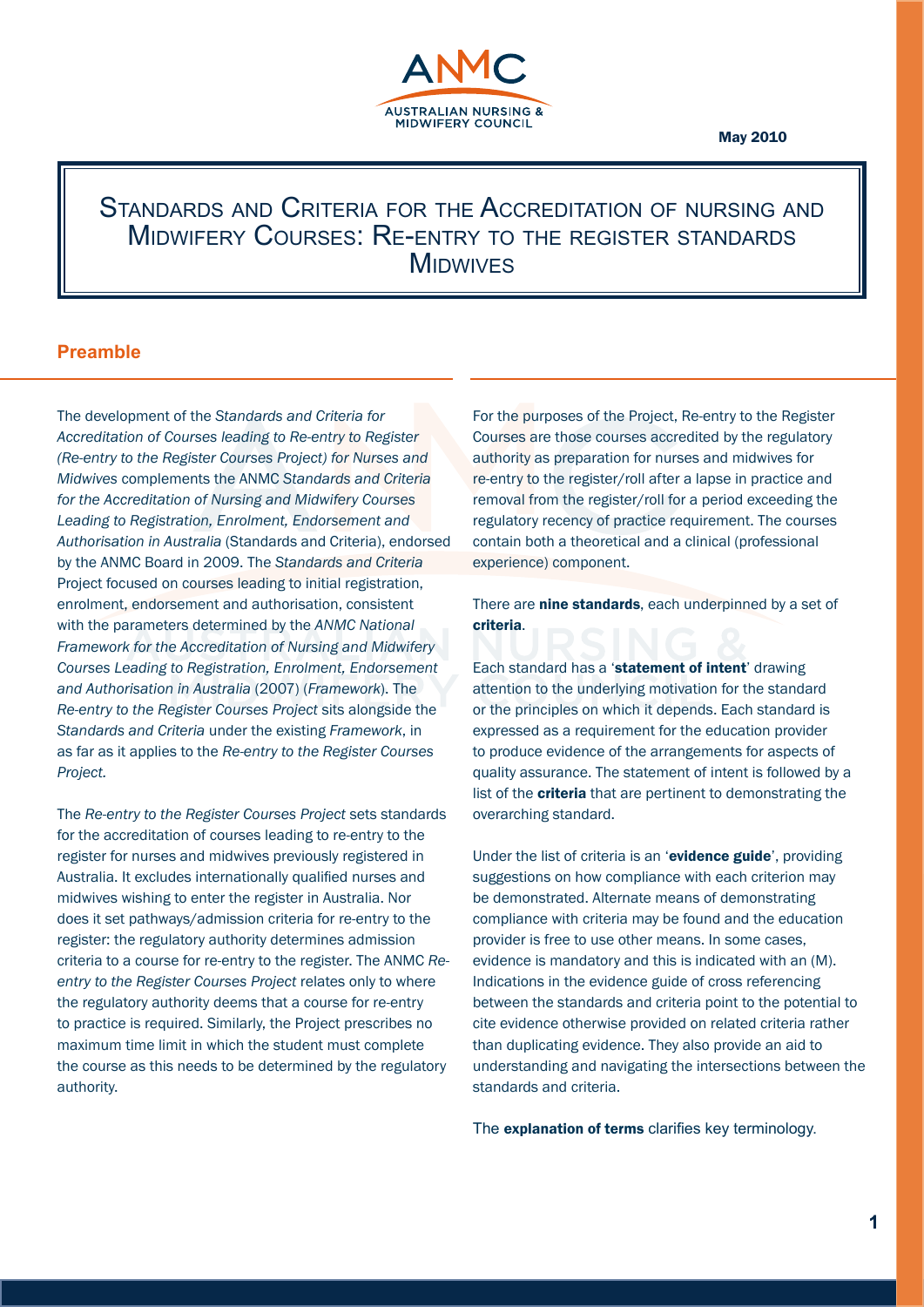ANMC

AUSTRALIAN NURSING & MIDWIFERY COUNCIL

May 2010

# Standards and Criteria for the Accreditation of nursing and Midwifery Courses: Re-entry to the register standards Midwives

## Preamble

The development of the *Standards and Criteria for Accreditation of Courses leading to Re-entry to Register (Re-entry to the Register Courses Project) for Nurses and Midwives* complements the ANMC *Standards and Criteria for the Accreditation of Nursing and Midwifery Courses Leading to Registration, Enrolment, Endorsement and Authorisation in Australia* (Standards and Criteria), endorsed by the ANMC Board in 2009. The *Standards and Criteria* Project focused on courses leading to initial registration, enrolment, endorsement and authorisation, consistent with the parameters determined by the *ANMC National Framework for the Accreditation of Nursing and Midwifery Courses Leading to Registration, Enrolment, Endorsement and Authorisation in Australia* (2007) (*Framework*). The *Re-entry to the Register Courses Project* sits alongside the *Standards and Criteria* under the existing *Framework*, in as far as it applies to the *Re-entry to the Register Courses Project.*

The *Re-entry to the Register Courses Project* sets standards for the accreditation of courses leading to re-entry to the register for nurses and midwives previously registered in Australia. It excludes internationally qualified nurses and midwives wishing to enter the register in Australia. Nor does it set pathways/admission criteria for re-entry to the register: the regulatory authority determines admission criteria to a course for re-entry to the register. The ANMC *Re-entry to the Register Courses Project* relates only to where the regulatory authority deems that a course for re-entry to practice is required. Similarly, the Project prescribes no maximum time limit in which the student must complete the course as this needs to be determined by the regulatory authority.

For the purposes of the Project, Re-entry to the Register Courses are those courses accredited by the regulatory authority as preparation for nurses and midwives for re-entry to the register/roll after a lapse in practice and removal from the register/roll for a period exceeding the regulatory recency of practice requirement. The courses contain both a theoretical and a clinical (professional experience) component.

There are **nine standards**, each underpinned by a set of **criteria**.

Each standard has a '**statement of intent**' drawing attention to the underlying motivation for the standard or the principles on which it depends. Each standard is expressed as a requirement for the education provider to produce evidence of the arrangements for aspects of quality assurance. The statement of intent is followed by a list of the **criteria** that are pertinent to demonstrating the overarching standard.

Under the list of criteria is an '**evidence guide**', providing suggestions on how compliance with each criterion may be demonstrated. Alternate means of demonstrating compliance with criteria may be found and the education provider is free to use other means. In some cases, evidence is mandatory and this is indicated with an (M). Indications in the evidence guide of cross referencing between the standards and criteria point to the potential to cite evidence otherwise provided on related criteria rather than duplicating evidence. They also provide an aid to understanding and navigating the intersections between the standards and criteria.

The **explanation of terms** clarifies key terminology.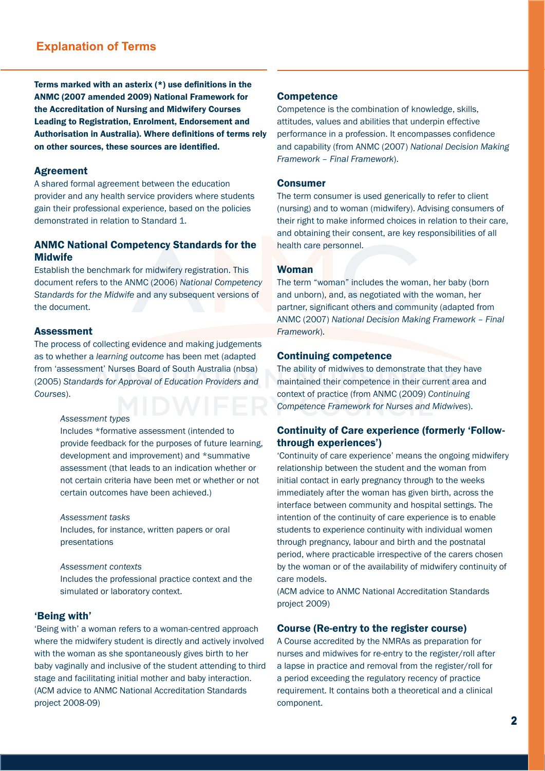# Explanation of Terms

**Terms marked with an asterix (*) use definitions in the ANMC (2007 amended 2009) National Framework for the Accreditation of Nursing and Midwifery Courses Leading to Registration, Enrolment, Endorsement and Authorisation in Australia). Where definitions of terms rely on other sources, these sources are identified.**

### Agreement

A shared formal agreement between the education provider and any health service providers where students gain their professional experience, based on the policies demonstrated in relation to Standard 1.

### ANMC National Competency Standards for the Midwife

Establish the benchmark for midwifery registration. This document refers to the ANMC (2006) *National Competency Standards for the Midwife* and any subsequent versions of the document.

### Assessment

The process of collecting evidence and making judgements as to whether a *learning outcome* has been met (adapted from 'assessment' Nurses Board of South Australia (nbsa) (2005) *Standards for Approval of Education Providers and Courses*).

> *Assessment types*
> Includes *formative assessment (intended to provide feedback for the purposes of future learning, development and improvement) and *summative assessment (that leads to an indication whether or not certain criteria have been met or whether or not certain outcomes have been achieved.)
>
> *Assessment tasks*
> Includes, for instance, written papers or oral presentations
>
> *Assessment contexts*
> Includes the professional practice context and the simulated or laboratory context.

### 'Being with'

'Being with' a woman refers to a woman-centred approach where the midwifery student is directly and actively involved with the woman as she spontaneously gives birth to her baby vaginally and inclusive of the student attending to third stage and facilitating initial mother and baby interaction. (ACM advice to ANMC National Accreditation Standards project 2008-09)

### Competence

Competence is the combination of knowledge, skills, attitudes, values and abilities that underpin effective performance in a profession. It encompasses confidence and capability (from ANMC (2007) *National Decision Making Framework – Final Framework*).

### Consumer

The term consumer is used generically to refer to client (nursing) and to woman (midwifery). Advising consumers of their right to make informed choices in relation to their care, and obtaining their consent, are key responsibilities of all health care personnel.

### Woman

The term "woman" includes the woman, her baby (born and unborn), and, as negotiated with the woman, her partner, significant others and community (adapted from ANMC (2007) *National Decision Making Framework – Final Framework*).

### Continuing competence

The ability of midwives to demonstrate that they have maintained their competence in their current area and context of practice (from ANMC (2009) *Continuing Competence Framework for Nurses and Midwives*).

### Continuity of Care experience (formerly 'Follow-through experiences')

'Continuity of care experience' means the ongoing midwifery relationship between the student and the woman from initial contact in early pregnancy through to the weeks immediately after the woman has given birth, across the interface between community and hospital settings. The intention of the continuity of care experience is to enable students to experience continuity with individual women through pregnancy, labour and birth and the postnatal period, where practicable irrespective of the carers chosen by the woman or of the availability of midwifery continuity of care models.
(ACM advice to ANMC National Accreditation Standards project 2009)

### Course (Re-entry to the register course)

A Course accredited by the NMRAs as preparation for nurses and midwives for re-entry to the register/roll after a lapse in practice and removal from the register/roll for a period exceeding the regulatory recency of practice requirement. It contains both a theoretical and a clinical component.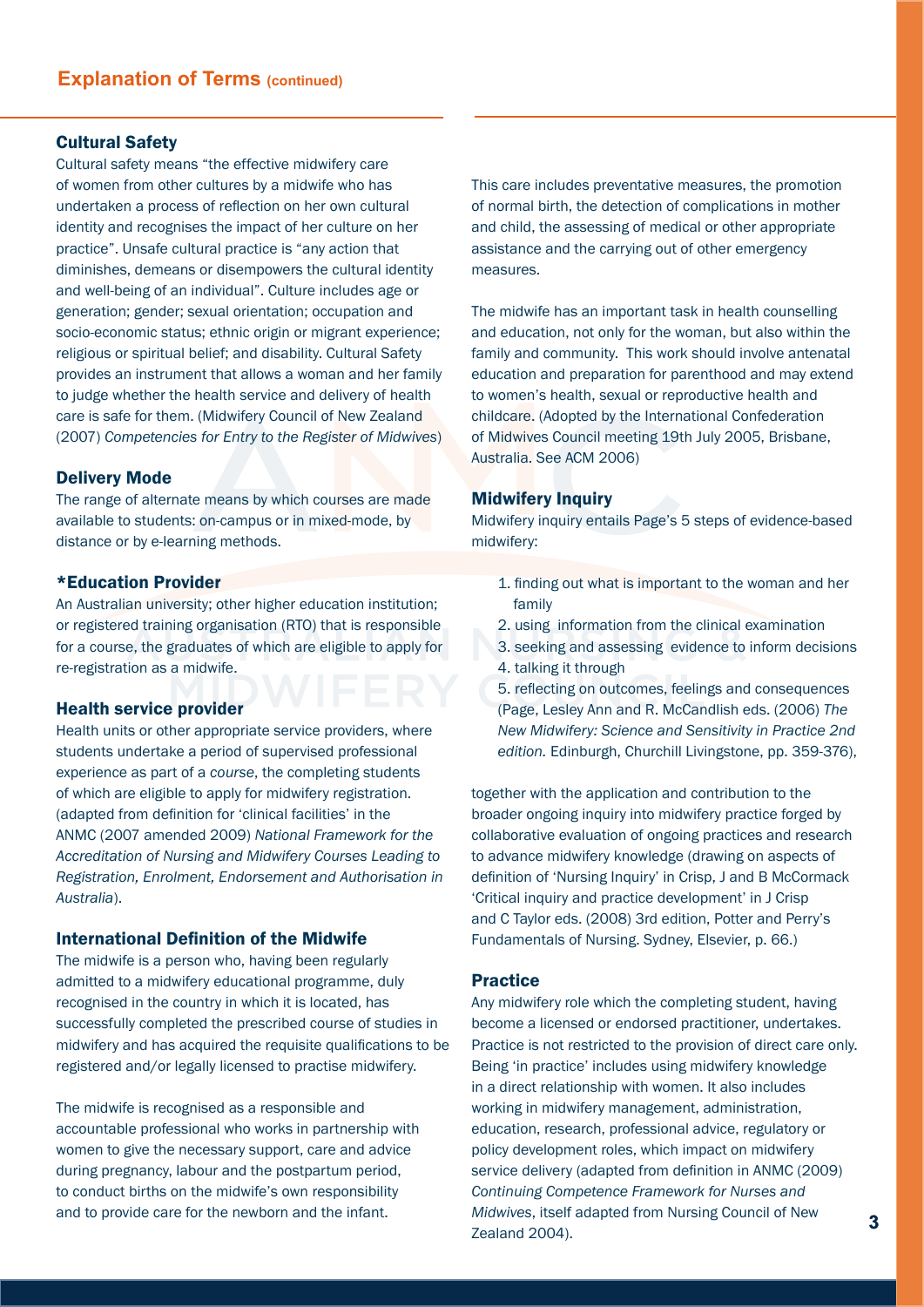## Explanation of Terms (continued)

### Cultural Safety

Cultural safety means "the effective midwifery care of women from other cultures by a midwife who has undertaken a process of reflection on her own cultural identity and recognises the impact of her culture on her practice". Unsafe cultural practice is "any action that diminishes, demeans or disempowers the cultural identity and well-being of an individual". Culture includes age or generation; gender; sexual orientation; occupation and socio-economic status; ethnic origin or migrant experience; religious or spiritual belief; and disability. Cultural Safety provides an instrument that allows a woman and her family to judge whether the health service and delivery of health care is safe for them. (Midwifery Council of New Zealand (2007) *Competencies for Entry to the Register of Midwives*)

### Delivery Mode

The range of alternate means by which courses are made available to students: on-campus or in mixed-mode, by distance or by e-learning methods.

### *Education Provider

An Australian university; other higher education institution; or registered training organisation (RTO) that is responsible for a course, the graduates of which are eligible to apply for re-registration as a midwife.

### Health service provider

Health units or other appropriate service providers, where students undertake a period of supervised professional experience as part of a *course*, the completing students of which are eligible to apply for midwifery registration. (adapted from definition for 'clinical facilities' in the ANMC (2007 amended 2009) *National Framework for the Accreditation of Nursing and Midwifery Courses Leading to Registration, Enrolment, Endorsement and Authorisation in Australia*).

### International Definition of the Midwife

The midwife is a person who, having been regularly admitted to a midwifery educational programme, duly recognised in the country in which it is located, has successfully completed the prescribed course of studies in midwifery and has acquired the requisite qualifications to be registered and/or legally licensed to practise midwifery.

The midwife is recognised as a responsible and accountable professional who works in partnership with women to give the necessary support, care and advice during pregnancy, labour and the postpartum period, to conduct births on the midwife's own responsibility and to provide care for the newborn and the infant.

This care includes preventative measures, the promotion of normal birth, the detection of complications in mother and child, the assessing of medical or other appropriate assistance and the carrying out of other emergency measures.

The midwife has an important task in health counselling and education, not only for the woman, but also within the family and community. This work should involve antenatal education and preparation for parenthood and may extend to women's health, sexual or reproductive health and childcare. (Adopted by the International Confederation of Midwives Council meeting 19th July 2005, Brisbane, Australia. See ACM 2006)

### Midwifery Inquiry

Midwifery inquiry entails Page's 5 steps of evidence-based midwifery:

1. finding out what is important to the woman and her family
2. using information from the clinical examination
3. seeking and assessing evidence to inform decisions
4. talking it through
5. reflecting on outcomes, feelings and consequences (Page, Lesley Ann and R. McCandlish eds. (2006) *The New Midwifery: Science and Sensitivity in Practice 2nd edition.* Edinburgh, Churchill Livingstone, pp. 359-376),

together with the application and contribution to the broader ongoing inquiry into midwifery practice forged by collaborative evaluation of ongoing practices and research to advance midwifery knowledge (drawing on aspects of definition of 'Nursing Inquiry' in Crisp, J and B McCormack 'Critical inquiry and practice development' in J Crisp and C Taylor eds. (2008) 3rd edition, Potter and Perry's Fundamentals of Nursing. Sydney, Elsevier, p. 66.)

### Practice

Any midwifery role which the completing student, having become a licensed or endorsed practitioner, undertakes. Practice is not restricted to the provision of direct care only. Being 'in practice' includes using midwifery knowledge in a direct relationship with women. It also includes working in midwifery management, administration, education, research, professional advice, regulatory or policy development roles, which impact on midwifery service delivery (adapted from definition in ANMC (2009) *Continuing Competence Framework for Nurses and Midwives*, itself adapted from Nursing Council of New Zealand 2004).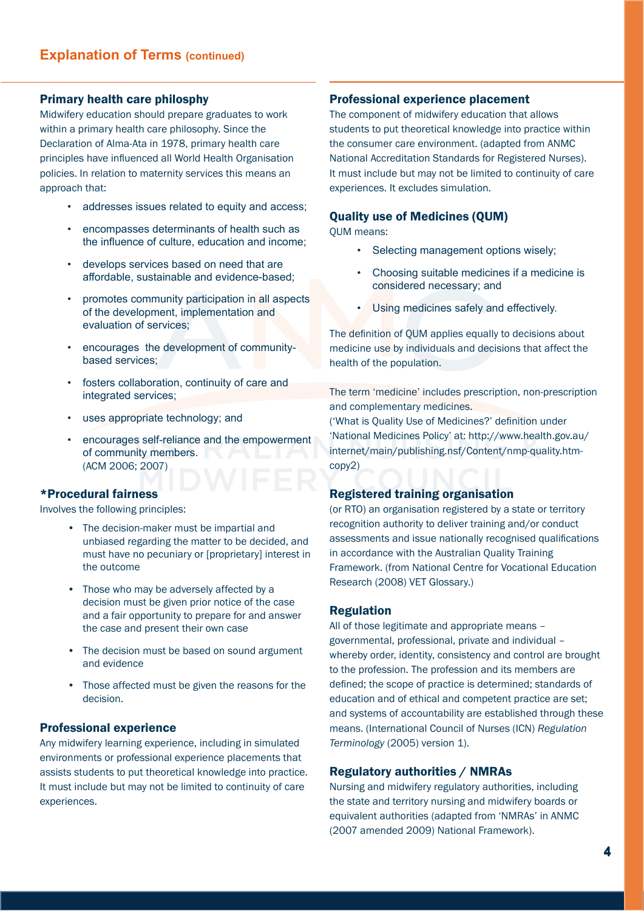## Explanation of Terms (continued)

### Primary health care philosphy

Midwifery education should prepare graduates to work within a primary health care philosophy. Since the Declaration of Alma-Ata in 1978, primary health care principles have influenced all World Health Organisation policies. In relation to maternity services this means an approach that:

- addresses issues related to equity and access;
- encompasses determinants of health such as the influence of culture, education and income;
- develops services based on need that are affordable, sustainable and evidence-based;
- promotes community participation in all aspects of the development, implementation and evaluation of services;
- encourages the development of community-based services;
- fosters collaboration, continuity of care and integrated services;
- uses appropriate technology; and
- encourages self-reliance and the empowerment of community members.

(ACM 2006; 2007)

### *Procedural fairness

Involves the following principles:

- The decision-maker must be impartial and unbiased regarding the matter to be decided, and must have no pecuniary or [proprietary] interest in the outcome
- Those who may be adversely affected by a decision must be given prior notice of the case and a fair opportunity to prepare for and answer the case and present their own case
- The decision must be based on sound argument and evidence
- Those affected must be given the reasons for the decision.

### Professional experience

Any midwifery learning experience, including in simulated environments or professional experience placements that assists students to put theoretical knowledge into practice. It must include but may not be limited to continuity of care experiences.

### Professional experience placement

The component of midwifery education that allows students to put theoretical knowledge into practice within the consumer care environment. (adapted from ANMC National Accreditation Standards for Registered Nurses). It must include but may not be limited to continuity of care experiences. It excludes simulation.

### Quality use of Medicines (QUM)

QUM means:

- Selecting management options wisely;
- Choosing suitable medicines if a medicine is considered necessary; and
- Using medicines safely and effectively.

The definition of QUM applies equally to decisions about medicine use by individuals and decisions that affect the health of the population.

The term 'medicine' includes prescription, non-prescription and complementary medicines.
('What is Quality Use of Medicines?' definition under 'National Medicines Policy' at: http://www.health.gov.au/internet/main/publishing.nsf/Content/nmp-quality.htm-copy2)

### Registered training organisation

(or RTO) an organisation registered by a state or territory recognition authority to deliver training and/or conduct assessments and issue nationally recognised qualifications in accordance with the Australian Quality Training Framework. (from National Centre for Vocational Education Research (2008) VET Glossary.)

### Regulation

All of those legitimate and appropriate means – governmental, professional, private and individual – whereby order, identity, consistency and control are brought to the profession. The profession and its members are defined; the scope of practice is determined; standards of education and of ethical and competent practice are set; and systems of accountability are established through these means. (International Council of Nurses (ICN) *Regulation Terminology* (2005) version 1).

### Regulatory authorities / NMRAs

Nursing and midwifery regulatory authorities, including the state and territory nursing and midwifery boards or equivalent authorities (adapted from 'NMRAs' in ANMC (2007 amended 2009) National Framework).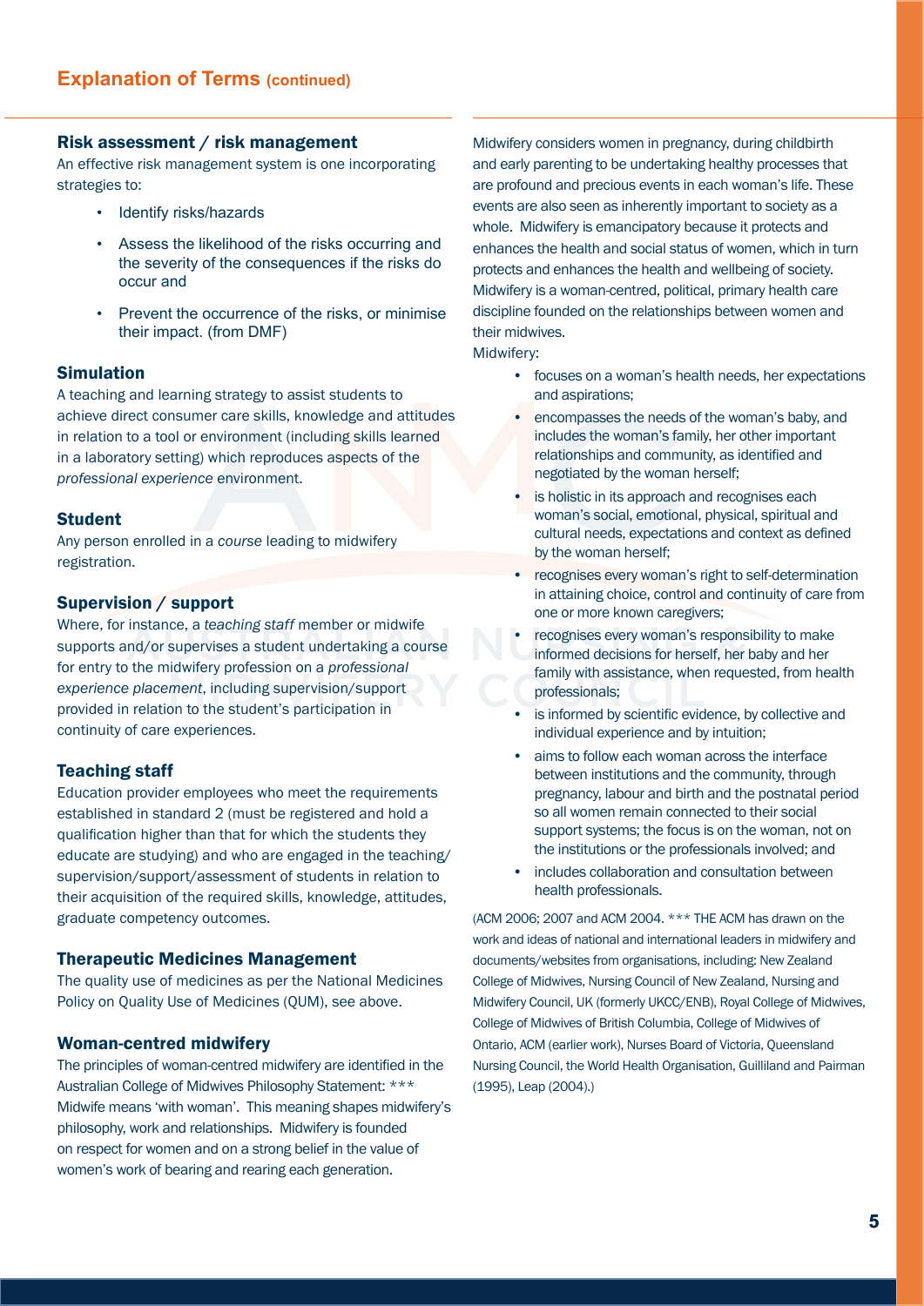## Explanation of Terms (continued)

### Risk assessment / risk management

An effective risk management system is one incorporating strategies to:

- Identify risks/hazards
- Assess the likelihood of the risks occurring and the severity of the consequences if the risks do occur and
- Prevent the occurrence of the risks, or minimise their impact. (from DMF)

### Simulation

A teaching and learning strategy to assist students to achieve direct consumer care skills, knowledge and attitudes in relation to a tool or environment (including skills learned in a laboratory setting) which reproduces aspects of the *professional experience* environment.

### Student

Any person enrolled in a *course* leading to midwifery registration.

### Supervision / support

Where, for instance, a *teaching staff* member or midwife supports and/or supervises a student undertaking a course for entry to the midwifery profession on a *professional experience placement*, including supervision/support provided in relation to the student's participation in continuity of care experiences.

### Teaching staff

Education provider employees who meet the requirements established in standard 2 (must be registered and hold a qualification higher than that for which the students they educate are studying) and who are engaged in the teaching/supervision/support/assessment of students in relation to their acquisition of the required skills, knowledge, attitudes, graduate competency outcomes.

### Therapeutic Medicines Management

The quality use of medicines as per the National Medicines Policy on Quality Use of Medicines (QUM), see above.

### Woman-centred midwifery

The principles of woman-centred midwifery are identified in the Australian College of Midwives Philosophy Statement: ***

Midwife means 'with woman'. This meaning shapes midwifery's philosophy, work and relationships. Midwifery is founded on respect for women and on a strong belief in the value of women's work of bearing and rearing each generation.

Midwifery considers women in pregnancy, during childbirth and early parenting to be undertaking healthy processes that are profound and precious events in each woman's life. These events are also seen as inherently important to society as a whole. Midwifery is emancipatory because it protects and enhances the health and social status of women, which in turn protects and enhances the health and wellbeing of society. Midwifery is a woman-centred, political, primary health care discipline founded on the relationships between women and their midwives.

Midwifery:

- focuses on a woman's health needs, her expectations and aspirations;
- encompasses the needs of the woman's baby, and includes the woman's family, her other important relationships and community, as identified and negotiated by the woman herself;
- is holistic in its approach and recognises each woman's social, emotional, physical, spiritual and cultural needs, expectations and context as defined by the woman herself;
- recognises every woman's right to self-determination in attaining choice, control and continuity of care from one or more known caregivers;
- recognises every woman's responsibility to make informed decisions for herself, her baby and her family with assistance, when requested, from health professionals;
- is informed by scientific evidence, by collective and individual experience and by intuition;
- aims to follow each woman across the interface between institutions and the community, through pregnancy, labour and birth and the postnatal period so all women remain connected to their social support systems; the focus is on the woman, not on the institutions or the professionals involved; and
- includes collaboration and consultation between health professionals.

(ACM 2006; 2007 and ACM 2004. *** THE ACM has drawn on the work and ideas of national and international leaders in midwifery and documents/websites from organisations, including: New Zealand College of Midwives, Nursing Council of New Zealand, Nursing and Midwifery Council, UK (formerly UKCC/ENB), Royal College of Midwives, College of Midwives of British Columbia, College of Midwives of Ontario, ACM (earlier work), Nurses Board of Victoria, Queensland Nursing Council, the World Health Organisation, Guilliland and Pairman (1995), Leap (2004).)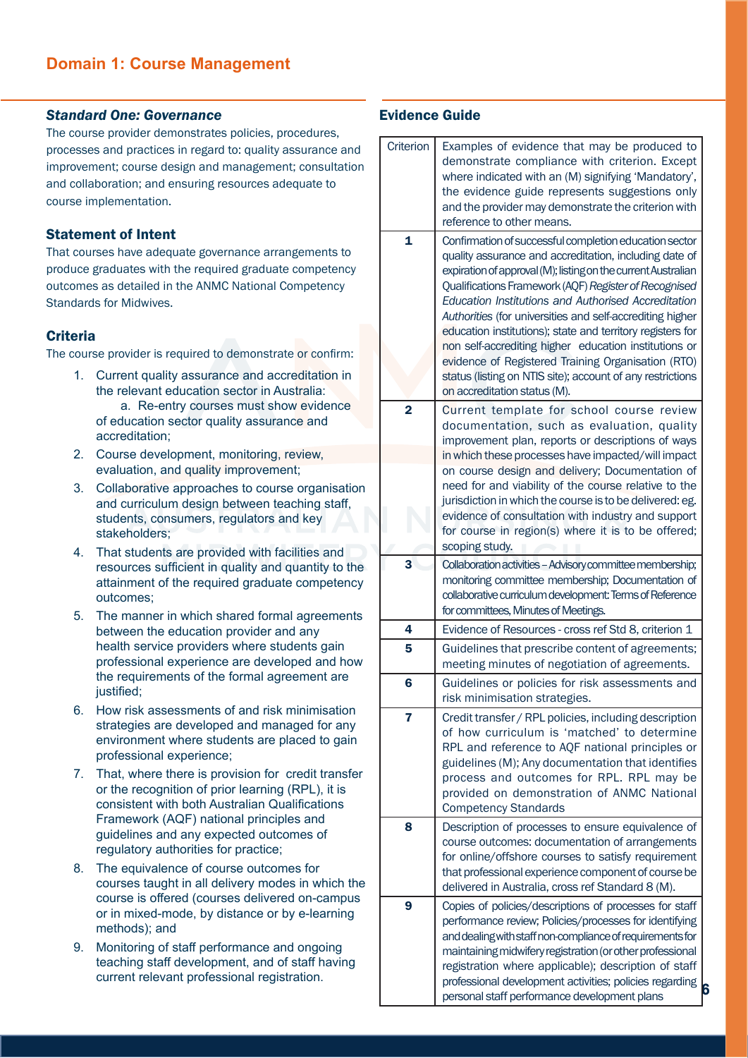# Domain 1: Course Management

## *Standard One: Governance*

The course provider demonstrates policies, procedures, processes and practices in regard to: quality assurance and improvement; course design and management; consultation and collaboration; and ensuring resources adequate to course implementation.

### Statement of Intent

That courses have adequate governance arrangements to produce graduates with the required graduate competency outcomes as detailed in the ANMC National Competency Standards for Midwives.

### Criteria

The course provider is required to demonstrate or confirm:

1. Current quality assurance and accreditation in the relevant education sector in Australia:
   a. Re-entry courses must show evidence of education sector quality assurance and accreditation;
2. Course development, monitoring, review, evaluation, and quality improvement;
3. Collaborative approaches to course organisation and curriculum design between teaching staff, students, consumers, regulators and key stakeholders;
4. That students are provided with facilities and resources sufficient in quality and quantity to the attainment of the required graduate competency outcomes;
5. The manner in which shared formal agreements between the education provider and any health service providers where students gain professional experience are developed and how the requirements of the formal agreement are justified;
6. How risk assessments of and risk minimisation strategies are developed and managed for any environment where students are placed to gain professional experience;
7. That, where there is provision for credit transfer or the recognition of prior learning (RPL), it is consistent with both Australian Qualifications Framework (AQF) national principles and guidelines and any expected outcomes of regulatory authorities for practice;
8. The equivalence of course outcomes for courses taught in all delivery modes in which the course is offered (courses delivered on-campus or in mixed-mode, by distance or by e-learning methods); and
9. Monitoring of staff performance and ongoing teaching staff development, and of staff having current relevant professional registration.

## Evidence Guide

| Criterion | Examples of evidence that may be produced to demonstrate compliance with criterion. Except where indicated with an (M) signifying 'Mandatory', the evidence guide represents suggestions only and the provider may demonstrate the criterion with reference to other means. |
|---|---|
| **1** | Confirmation of successful completion education sector quality assurance and accreditation, including date of expiration of approval (M); listing on the current Australian Qualifications Framework (AQF) *Register of Recognised Education Institutions and Authorised Accreditation Authorities* (for universities and self-accrediting higher education institutions); state and territory registers for non self-accrediting higher education institutions or evidence of Registered Training Organisation (RTO) status (listing on NTIS site); account of any restrictions on accreditation status (M). |
| **2** | Current template for school course review documentation, such as evaluation, quality improvement plan, reports or descriptions of ways in which these processes have impacted/will impact on course design and delivery; Documentation of need for and viability of the course relative to the jurisdiction in which the course is to be delivered: eg. evidence of consultation with industry and support for course in region(s) where it is to be offered; scoping study. |
| **3** | Collaboration activities – Advisory committee membership; monitoring committee membership; Documentation of collaborative curriculum development: Terms of Reference for committees, Minutes of Meetings. |
| **4** | Evidence of Resources - cross ref Std 8, criterion 1 |
| **5** | Guidelines that prescribe content of agreements; meeting minutes of negotiation of agreements. |
| **6** | Guidelines or policies for risk assessments and risk minimisation strategies. |
| **7** | Credit transfer / RPL policies, including description of how curriculum is 'matched' to determine RPL and reference to AQF national principles or guidelines (M); Any documentation that identifies process and outcomes for RPL. RPL may be provided on demonstration of ANMC National Competency Standards |
| **8** | Description of processes to ensure equivalence of course outcomes: documentation of arrangements for online/offshore courses to satisfy requirement that professional experience component of course be delivered in Australia, cross ref Standard 8 (M). |
| **9** | Copies of policies/descriptions of processes for staff performance review; Policies/processes for identifying and dealing with staff non-compliance of requirements for maintaining midwifery registration (or other professional registration where applicable); description of staff professional development activities; policies regarding personal staff performance development plans |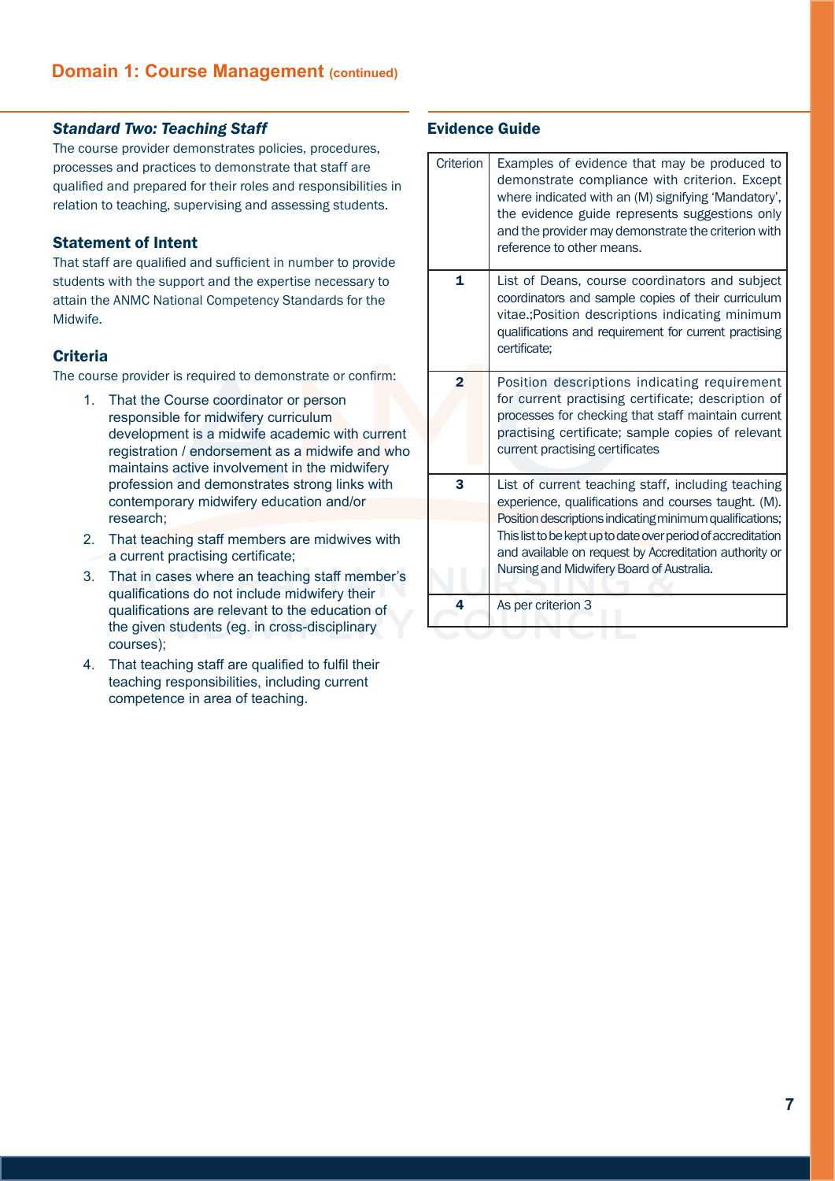## Domain 1: Course Management (continued)

### *Standard Two: Teaching Staff*

The course provider demonstrates policies, procedures, processes and practices to demonstrate that staff are qualified and prepared for their roles and responsibilities in relation to teaching, supervising and assessing students.

### Statement of Intent

That staff are qualified and sufficient in number to provide students with the support and the expertise necessary to attain the ANMC National Competency Standards for the Midwife.

### Criteria

The course provider is required to demonstrate or confirm:

1. That the Course coordinator or person responsible for midwifery curriculum development is a midwife academic with current registration / endorsement as a midwife and who maintains active involvement in the midwifery profession and demonstrates strong links with contemporary midwifery education and/or research;
2. That teaching staff members are midwives with a current practising certificate;
3. That in cases where an teaching staff member's qualifications do not include midwifery their qualifications are relevant to the education of the given students (eg. in cross-disciplinary courses);
4. That teaching staff are qualified to fulfil their teaching responsibilities, including current competence in area of teaching.

### Evidence Guide

| Criterion | Examples of evidence that may be produced to demonstrate compliance with criterion. Except where indicated with an (M) signifying 'Mandatory', the evidence guide represents suggestions only and the provider may demonstrate the criterion with reference to other means. |
|---|---|
| **1** | List of Deans, course coordinators and subject coordinators and sample copies of their curriculum vitae.;Position descriptions indicating minimum qualifications and requirement for current practising certificate; |
| **2** | Position descriptions indicating requirement for current practising certificate; description of processes for checking that staff maintain current practising certificate; sample copies of relevant current practising certificates |
| **3** | List of current teaching staff, including teaching experience, qualifications and courses taught. (M). Position descriptions indicating minimum qualifications; This list to be kept up to date over period of accreditation and available on request by Accreditation authority or Nursing and Midwifery Board of Australia. |
| **4** | As per criterion 3 |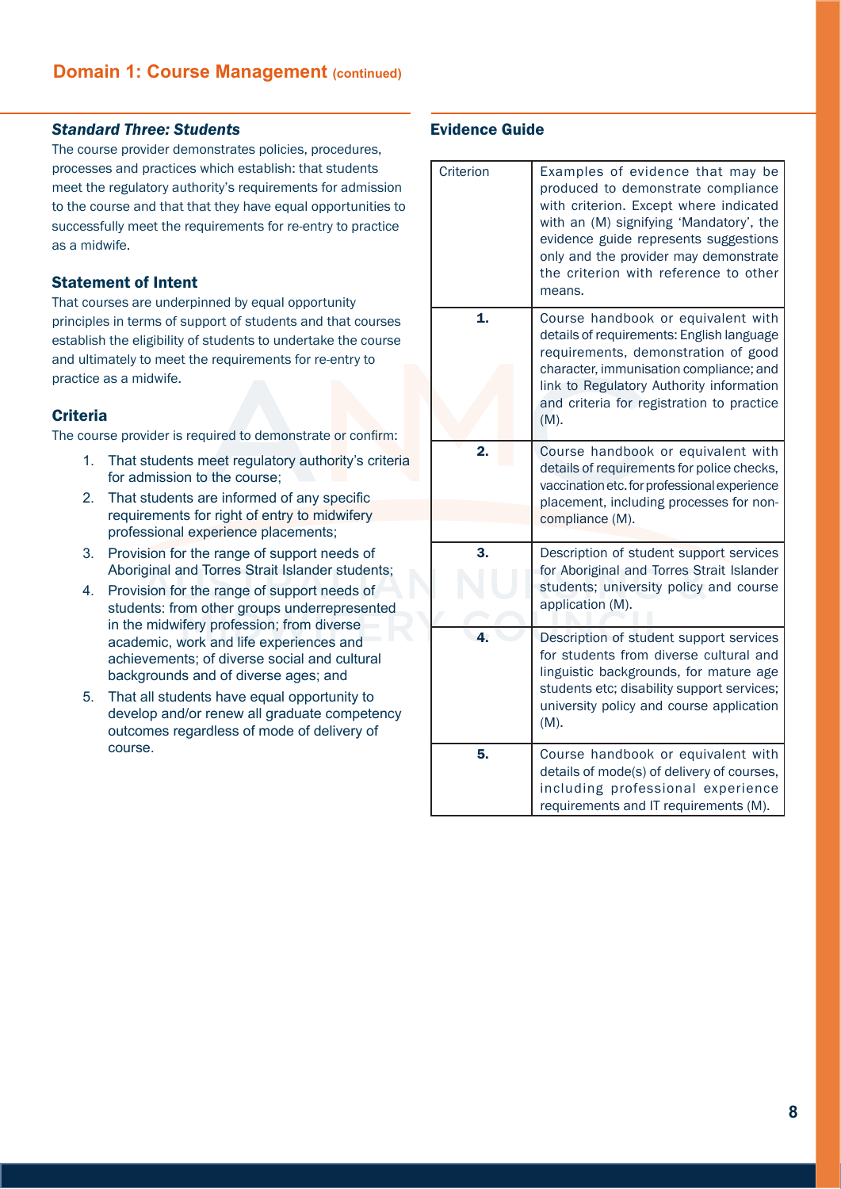## Domain 1: Course Management (continued)

### *Standard Three: Students*

The course provider demonstrates policies, procedures, processes and practices which establish: that students meet the regulatory authority's requirements for admission to the course and that that they have equal opportunities to successfully meet the requirements for re-entry to practice as a midwife.

### Statement of Intent

That courses are underpinned by equal opportunity principles in terms of support of students and that courses establish the eligibility of students to undertake the course and ultimately to meet the requirements for re-entry to practice as a midwife.

### Criteria

The course provider is required to demonstrate or confirm:

1. That students meet regulatory authority's criteria for admission to the course;
2. That students are informed of any specific requirements for right of entry to midwifery professional experience placements;
3. Provision for the range of support needs of Aboriginal and Torres Strait Islander students;
4. Provision for the range of support needs of students: from other groups underrepresented in the midwifery profession; from diverse academic, work and life experiences and achievements; of diverse social and cultural backgrounds and of diverse ages; and
5. That all students have equal opportunity to develop and/or renew all graduate competency outcomes regardless of mode of delivery of course.

### Evidence Guide

| Criterion | Examples of evidence that may be produced to demonstrate compliance with criterion. Except where indicated with an (M) signifying 'Mandatory', the evidence guide represents suggestions only and the provider may demonstrate the criterion with reference to other means. |
|---|---|
| **1.** | Course handbook or equivalent with details of requirements: English language requirements, demonstration of good character, immunisation compliance; and link to Regulatory Authority information and criteria for registration to practice (M). |
| **2.** | Course handbook or equivalent with details of requirements for police checks, vaccination etc. for professional experience placement, including processes for non-compliance (M). |
| **3.** | Description of student support services for Aboriginal and Torres Strait Islander students; university policy and course application (M). |
| **4.** | Description of student support services for students from diverse cultural and linguistic backgrounds, for mature age students etc; disability support services; university policy and course application (M). |
| **5.** | Course handbook or equivalent with details of mode(s) of delivery of courses, including professional experience requirements and IT requirements (M). |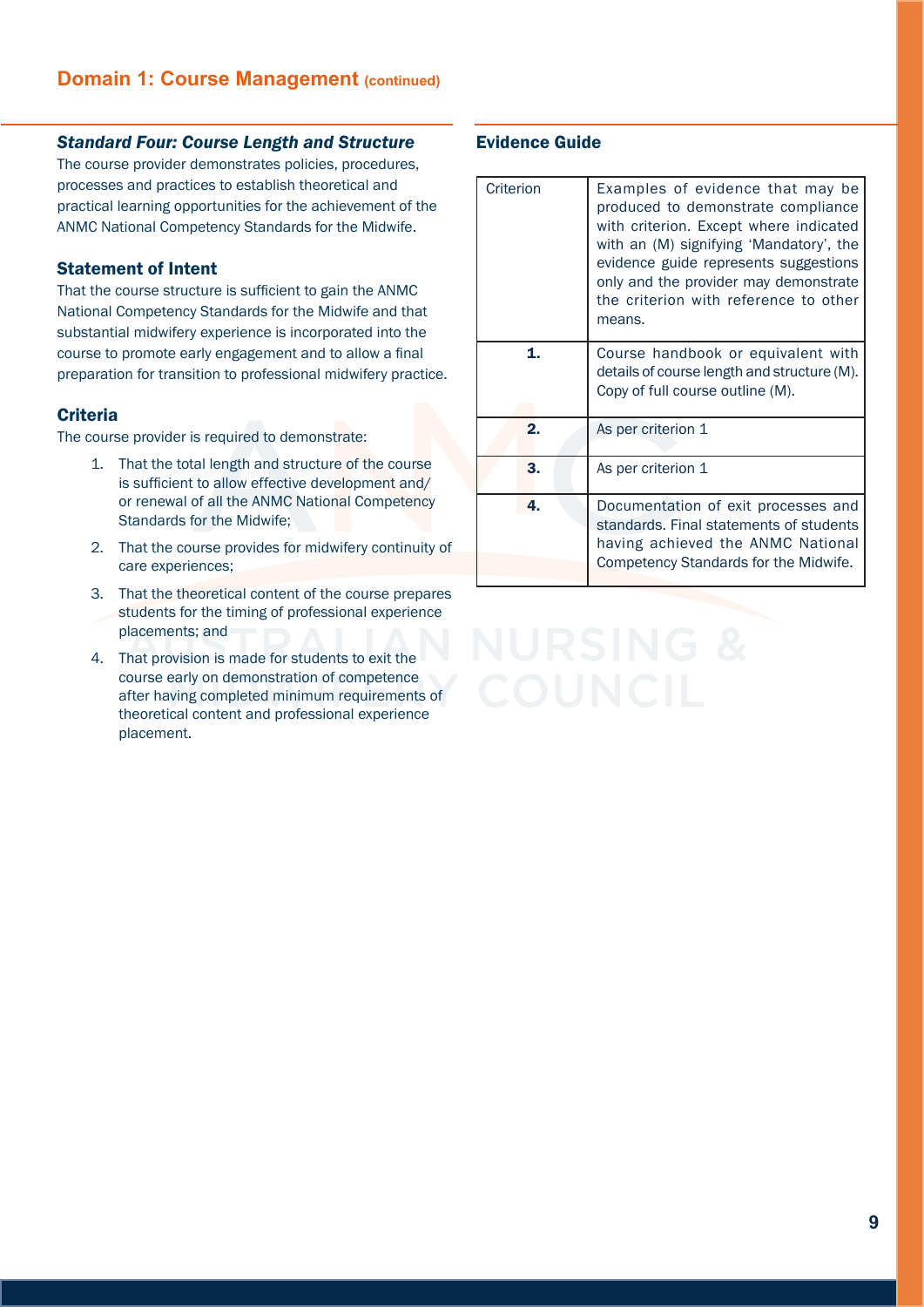## Domain 1: Course Management (continued)

### *Standard Four: Course Length and Structure*

The course provider demonstrates policies, procedures, processes and practices to establish theoretical and practical learning opportunities for the achievement of the ANMC National Competency Standards for the Midwife.

### Statement of Intent

That the course structure is sufficient to gain the ANMC National Competency Standards for the Midwife and that substantial midwifery experience is incorporated into the course to promote early engagement and to allow a final preparation for transition to professional midwifery practice.

### Criteria

The course provider is required to demonstrate:

1. That the total length and structure of the course is sufficient to allow effective development and/ or renewal of all the ANMC National Competency Standards for the Midwife;
2. That the course provides for midwifery continuity of care experiences;
3. That the theoretical content of the course prepares students for the timing of professional experience placements; and
4. That provision is made for students to exit the course early on demonstration of competence after having completed minimum requirements of theoretical content and professional experience placement.

### Evidence Guide

| Criterion | Examples of evidence that may be produced to demonstrate compliance with criterion. Except where indicated with an (M) signifying 'Mandatory', the evidence guide represents suggestions only and the provider may demonstrate the criterion with reference to other means. |
|---|---|
| **1.** | Course handbook or equivalent with details of course length and structure (M). Copy of full course outline (M). |
| **2.** | As per criterion 1 |
| **3.** | As per criterion 1 |
| **4.** | Documentation of exit processes and standards. Final statements of students having achieved the ANMC National Competency Standards for the Midwife. |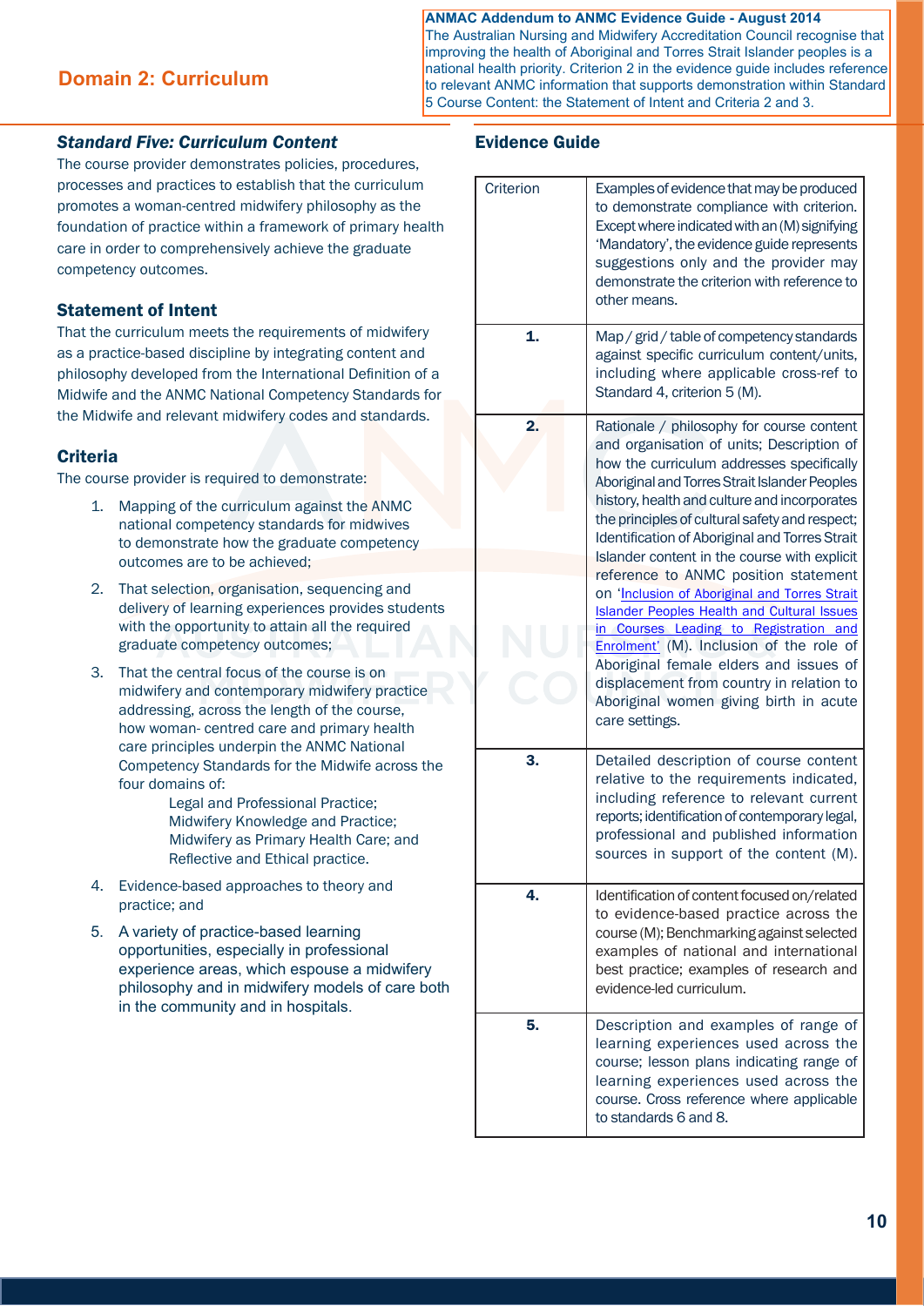## Domain 2: Curriculum

**ANMAC Addendum to ANMC Evidence Guide - August 2014**
The Australian Nursing and Midwifery Accreditation Council recognise that improving the health of Aboriginal and Torres Strait Islander peoples is a national health priority. Criterion 2 in the evidence guide includes reference to relevant ANMC information that supports demonstration within Standard 5 Course Content: the Statement of Intent and Criteria 2 and 3.

### *Standard Five: Curriculum Content*

The course provider demonstrates policies, procedures, processes and practices to establish that the curriculum promotes a woman-centred midwifery philosophy as the foundation of practice within a framework of primary health care in order to comprehensively achieve the graduate competency outcomes.

### Statement of Intent

That the curriculum meets the requirements of midwifery as a practice-based discipline by integrating content and philosophy developed from the International Definition of a Midwife and the ANMC National Competency Standards for the Midwife and relevant midwifery codes and standards.

### Criteria

The course provider is required to demonstrate:

1. Mapping of the curriculum against the ANMC national competency standards for midwives to demonstrate how the graduate competency outcomes are to be achieved;
2. That selection, organisation, sequencing and delivery of learning experiences provides students with the opportunity to attain all the required graduate competency outcomes;
3. That the central focus of the course is on midwifery and contemporary midwifery practice addressing, across the length of the course, how woman- centred care and primary health care principles underpin the ANMC National Competency Standards for the Midwife across the four domains of:
   - Legal and Professional Practice;
   - Midwifery Knowledge and Practice;
   - Midwifery as Primary Health Care; and
   - Reflective and Ethical practice.
4. Evidence-based approaches to theory and practice; and
5. A variety of practice-based learning opportunities, especially in professional experience areas, which espouse a midwifery philosophy and in midwifery models of care both in the community and in hospitals.

### Evidence Guide

| Criterion | Examples of evidence that may be produced to demonstrate compliance with criterion. Except where indicated with an (M) signifying 'Mandatory', the evidence guide represents suggestions only and the provider may demonstrate the criterion with reference to other means. |
|---|---|
| **1.** | Map / grid / table of competency standards against specific curriculum content/units, including where applicable cross-ref to Standard 4, criterion 5 (M). |
| **2.** | Rationale / philosophy for course content and organisation of units; Description of how the curriculum addresses specifically Aboriginal and Torres Strait Islander Peoples history, health and culture and incorporates the principles of cultural safety and respect; Identification of Aboriginal and Torres Strait Islander content in the course with explicit reference to ANMC position statement on 'Inclusion of Aboriginal and Torres Strait Islander Peoples Health and Cultural Issues in Courses Leading to Registration and Enrolment' (M). Inclusion of the role of Aboriginal female elders and issues of displacement from country in relation to Aboriginal women giving birth in acute care settings. |
| **3.** | Detailed description of course content relative to the requirements indicated, including reference to relevant current reports; identification of contemporary legal, professional and published information sources in support of the content (M). |
| **4.** | Identification of content focused on/related to evidence-based practice across the course (M); Benchmarking against selected examples of national and international best practice; examples of research and evidence-led curriculum. |
| **5.** | Description and examples of range of learning experiences used across the course; lesson plans indicating range of learning experiences used across the course. Cross reference where applicable to standards 6 and 8. |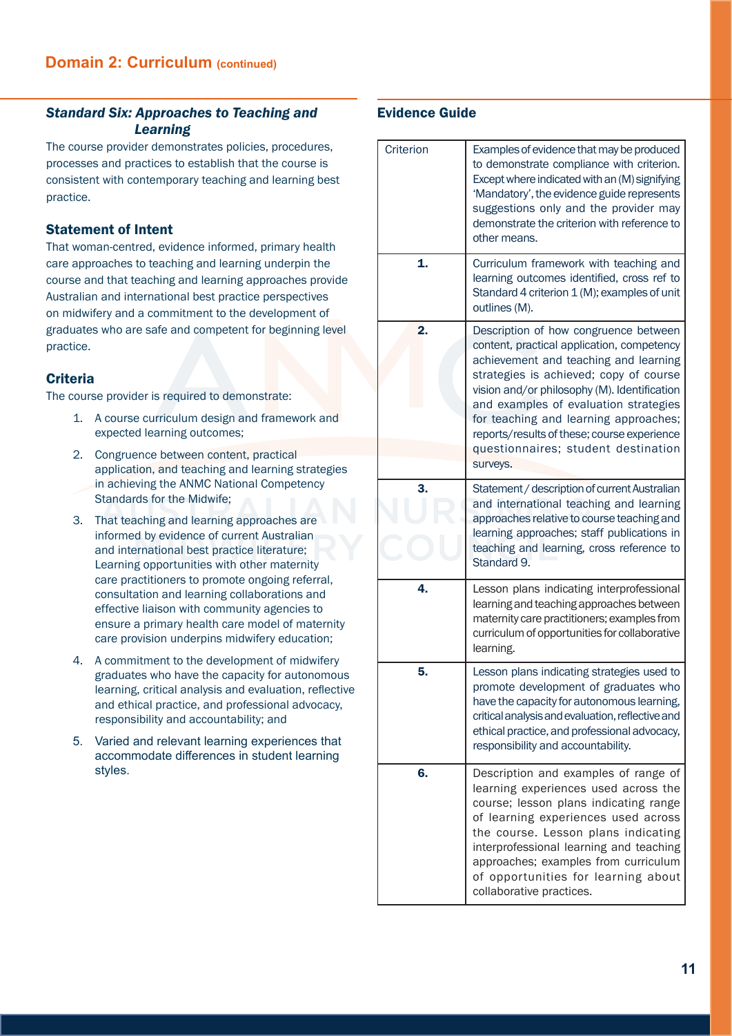## Domain 2: Curriculum (continued)

### *Standard Six: Approaches to Teaching and Learning*

The course provider demonstrates policies, procedures, processes and practices to establish that the course is consistent with contemporary teaching and learning best practice.

### Statement of Intent

That woman-centred, evidence informed, primary health care approaches to teaching and learning underpin the course and that teaching and learning approaches provide Australian and international best practice perspectives on midwifery and a commitment to the development of graduates who are safe and competent for beginning level practice.

### Criteria

The course provider is required to demonstrate:

1. A course curriculum design and framework and expected learning outcomes;
2. Congruence between content, practical application, and teaching and learning strategies in achieving the ANMC National Competency Standards for the Midwife;
3. That teaching and learning approaches are informed by evidence of current Australian and international best practice literature; Learning opportunities with other maternity care practitioners to promote ongoing referral, consultation and learning collaborations and effective liaison with community agencies to ensure a primary health care model of maternity care provision underpins midwifery education;
4. A commitment to the development of midwifery graduates who have the capacity for autonomous learning, critical analysis and evaluation, reflective and ethical practice, and professional advocacy, responsibility and accountability; and
5. Varied and relevant learning experiences that accommodate differences in student learning styles.

### Evidence Guide

| Criterion | Examples of evidence that may be produced to demonstrate compliance with criterion. Except where indicated with an (M) signifying 'Mandatory', the evidence guide represents suggestions only and the provider may demonstrate the criterion with reference to other means. |
|---|---|
| **1.** | Curriculum framework with teaching and learning outcomes identified, cross ref to Standard 4 criterion 1 (M); examples of unit outlines (M). |
| **2.** | Description of how congruence between content, practical application, competency achievement and teaching and learning strategies is achieved; copy of course vision and/or philosophy (M). Identification and examples of evaluation strategies for teaching and learning approaches; reports/results of these; course experience questionnaires; student destination surveys. |
| **3.** | Statement / description of current Australian and international teaching and learning approaches relative to course teaching and learning approaches; staff publications in teaching and learning, cross reference to Standard 9. |
| **4.** | Lesson plans indicating interprofessional learning and teaching approaches between maternity care practitioners; examples from curriculum of opportunities for collaborative learning. |
| **5.** | Lesson plans indicating strategies used to promote development of graduates who have the capacity for autonomous learning, critical analysis and evaluation, reflective and ethical practice, and professional advocacy, responsibility and accountability. |
| **6.** | Description and examples of range of learning experiences used across the course; lesson plans indicating range of learning experiences used across the course. Lesson plans indicating interprofessional learning and teaching approaches; examples from curriculum of opportunities for learning about collaborative practices. |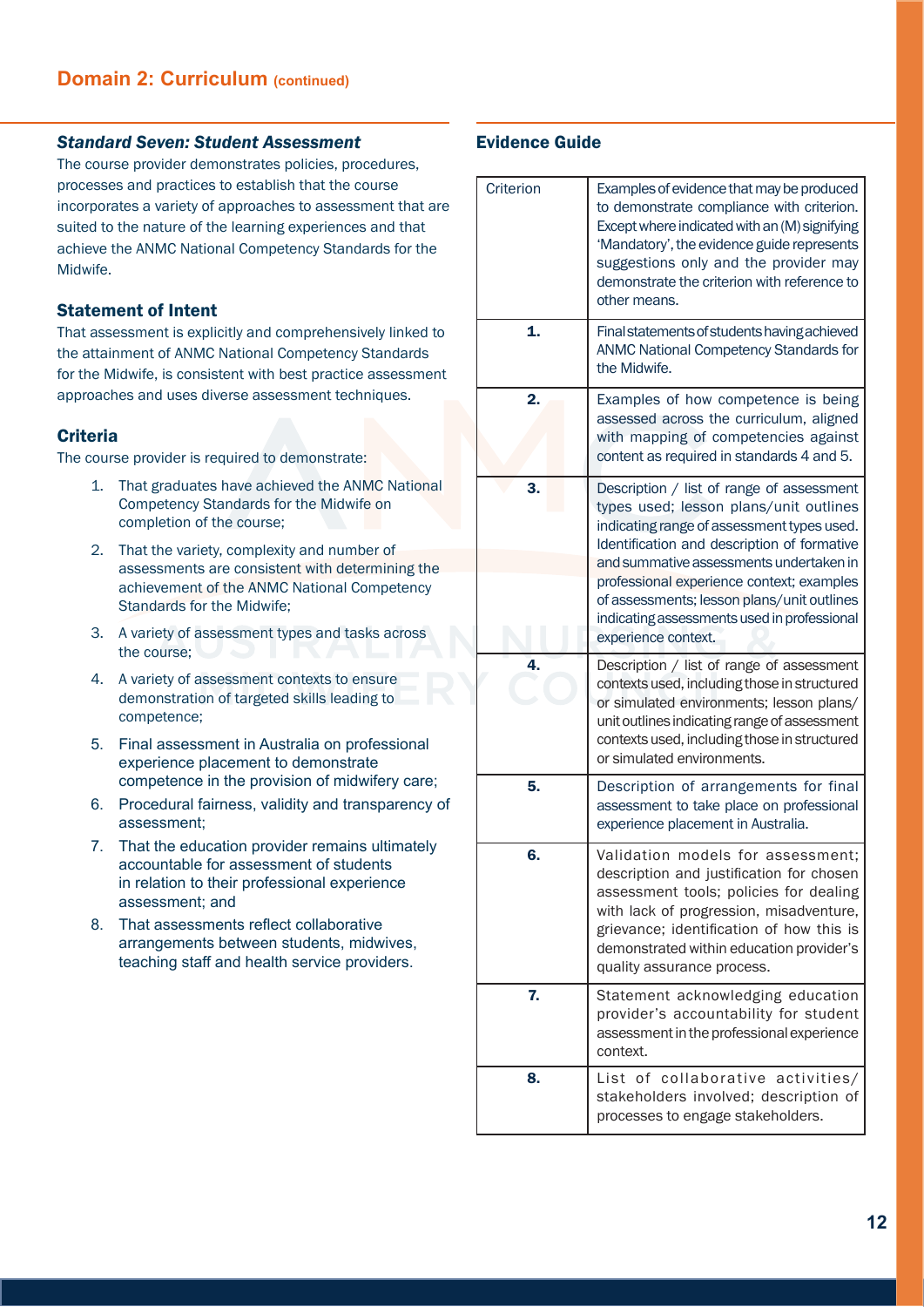## Domain 2: Curriculum (continued)

### *Standard Seven: Student Assessment*

The course provider demonstrates policies, procedures, processes and practices to establish that the course incorporates a variety of approaches to assessment that are suited to the nature of the learning experiences and that achieve the ANMC National Competency Standards for the Midwife.

### Statement of Intent

That assessment is explicitly and comprehensively linked to the attainment of ANMC National Competency Standards for the Midwife, is consistent with best practice assessment approaches and uses diverse assessment techniques.

### Criteria

The course provider is required to demonstrate:

1. That graduates have achieved the ANMC National Competency Standards for the Midwife on completion of the course;
2. That the variety, complexity and number of assessments are consistent with determining the achievement of the ANMC National Competency Standards for the Midwife;
3. A variety of assessment types and tasks across the course;
4. A variety of assessment contexts to ensure demonstration of targeted skills leading to competence;
5. Final assessment in Australia on professional experience placement to demonstrate competence in the provision of midwifery care;
6. Procedural fairness, validity and transparency of assessment;
7. That the education provider remains ultimately accountable for assessment of students in relation to their professional experience assessment; and
8. That assessments reflect collaborative arrangements between students, midwives, teaching staff and health service providers.

### Evidence Guide

| Criterion | Examples of evidence that may be produced to demonstrate compliance with criterion. Except where indicated with an (M) signifying 'Mandatory', the evidence guide represents suggestions only and the provider may demonstrate the criterion with reference to other means. |
|---|---|
| **1.** | Final statements of students having achieved ANMC National Competency Standards for the Midwife. |
| **2.** | Examples of how competence is being assessed across the curriculum, aligned with mapping of competencies against content as required in standards 4 and 5. |
| **3.** | Description / list of range of assessment types used; lesson plans/unit outlines indicating range of assessment types used. Identification and description of formative and summative assessments undertaken in professional experience context; examples of assessments; lesson plans/unit outlines indicating assessments used in professional experience context. |
| **4.** | Description / list of range of assessment contexts used, including those in structured or simulated environments; lesson plans/unit outlines indicating range of assessment contexts used, including those in structured or simulated environments. |
| **5.** | Description of arrangements for final assessment to take place on professional experience placement in Australia. |
| **6.** | Validation models for assessment; description and justification for chosen assessment tools; policies for dealing with lack of progression, misadventure, grievance; identification of how this is demonstrated within education provider's quality assurance process. |
| **7.** | Statement acknowledging education provider's accountability for student assessment in the professional experience context. |
| **8.** | List of collaborative activities/ stakeholders involved; description of processes to engage stakeholders. |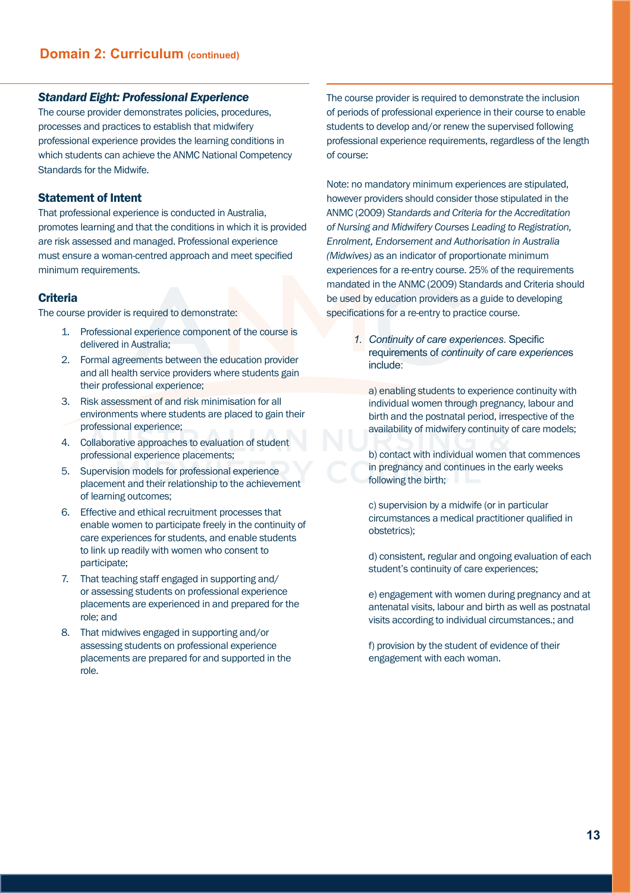## Domain 2: Curriculum (continued)

### *Standard Eight: Professional Experience*

The course provider demonstrates policies, procedures, processes and practices to establish that midwifery professional experience provides the learning conditions in which students can achieve the ANMC National Competency Standards for the Midwife.

### Statement of Intent

That professional experience is conducted in Australia, promotes learning and that the conditions in which it is provided are risk assessed and managed. Professional experience must ensure a woman-centred approach and meet specified minimum requirements.

### Criteria

The course provider is required to demonstrate:

1. Professional experience component of the course is delivered in Australia;
2. Formal agreements between the education provider and all health service providers where students gain their professional experience;
3. Risk assessment of and risk minimisation for all environments where students are placed to gain their professional experience;
4. Collaborative approaches to evaluation of student professional experience placements;
5. Supervision models for professional experience placement and their relationship to the achievement of learning outcomes;
6. Effective and ethical recruitment processes that enable women to participate freely in the continuity of care experiences for students, and enable students to link up readily with women who consent to participate;
7. That teaching staff engaged in supporting and/or assessing students on professional experience placements are experienced in and prepared for the role; and
8. That midwives engaged in supporting and/or assessing students on professional experience placements are prepared for and supported in the role.

The course provider is required to demonstrate the inclusion of periods of professional experience in their course to enable students to develop and/or renew the supervised following professional experience requirements, regardless of the length of course:

Note: no mandatory minimum experiences are stipulated, however providers should consider those stipulated in the ANMC (2009) *Standards and Criteria for the Accreditation of Nursing and Midwifery Courses Leading to Registration, Enrolment, Endorsement and Authorisation in Australia (Midwives)* as an indicator of proportionate minimum experiences for a re-entry course. 25% of the requirements mandated in the ANMC (2009) Standards and Criteria should be used by education providers as a guide to developing specifications for a re-entry to practice course.

1. *Continuity of care experiences*. Specific requirements of *continuity of care experience*s include:

   a) enabling students to experience continuity with individual women through pregnancy, labour and birth and the postnatal period, irrespective of the availability of midwifery continuity of care models;

   b) contact with individual women that commences in pregnancy and continues in the early weeks following the birth;

   c) supervision by a midwife (or in particular circumstances a medical practitioner qualified in obstetrics);

   d) consistent, regular and ongoing evaluation of each student's continuity of care experiences;

   e) engagement with women during pregnancy and at antenatal visits, labour and birth as well as postnatal visits according to individual circumstances.; and

   f) provision by the student of evidence of their engagement with each woman.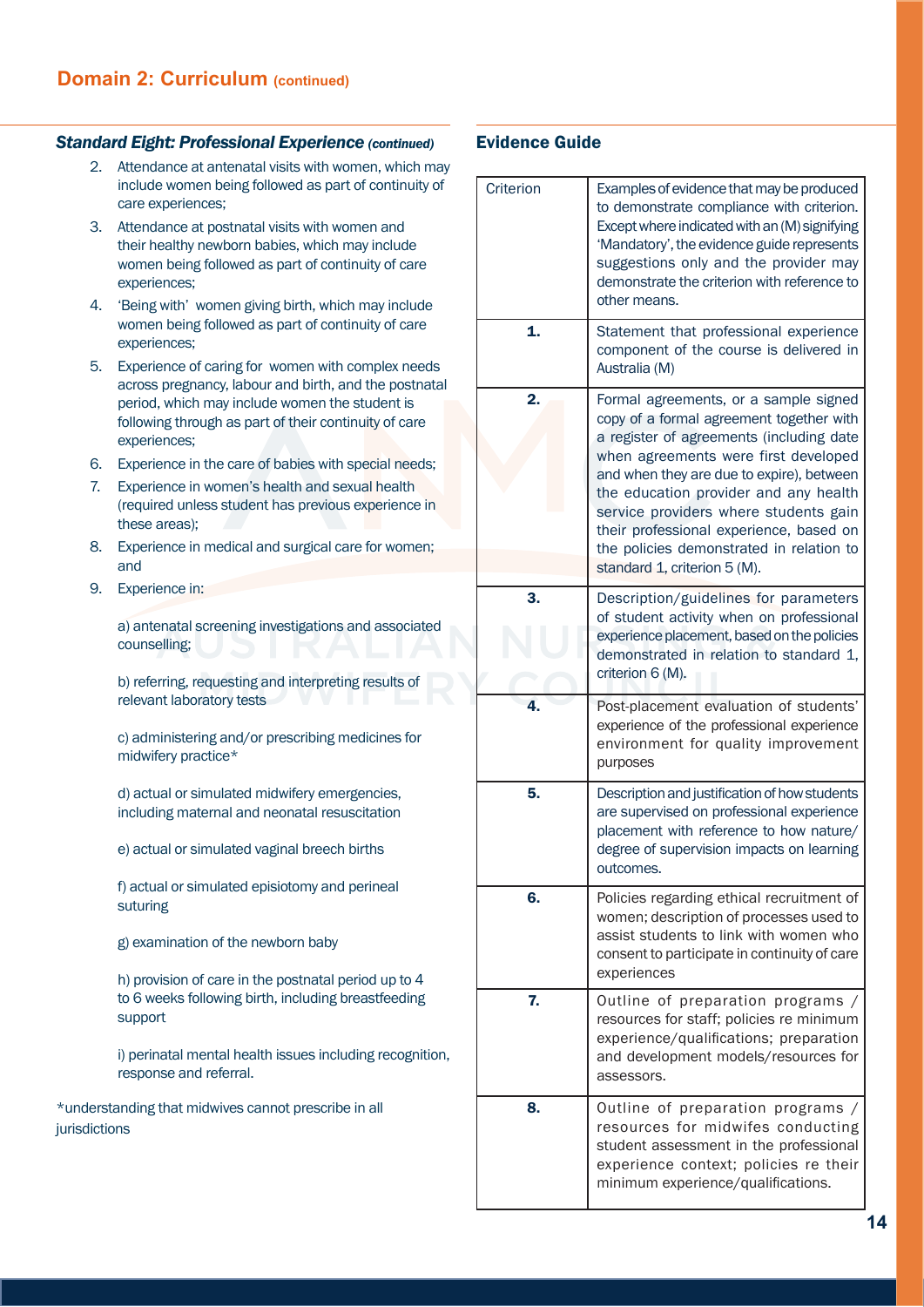## Domain 2: Curriculum (continued)

### *Standard Eight: Professional Experience (continued)*

2. Attendance at antenatal visits with women, which may include women being followed as part of continuity of care experiences;
3. Attendance at postnatal visits with women and their healthy newborn babies, which may include women being followed as part of continuity of care experiences;
4. 'Being with' women giving birth, which may include women being followed as part of continuity of care experiences;
5. Experience of caring for women with complex needs across pregnancy, labour and birth, and the postnatal period, which may include women the student is following through as part of their continuity of care experiences;
6. Experience in the care of babies with special needs;
7. Experience in women's health and sexual health (required unless student has previous experience in these areas);
8. Experience in medical and surgical care for women; and
9. Experience in:

   a) antenatal screening investigations and associated counselling;

   b) referring, requesting and interpreting results of relevant laboratory tests

   c) administering and/or prescribing medicines for midwifery practice*

   d) actual or simulated midwifery emergencies, including maternal and neonatal resuscitation

   e) actual or simulated vaginal breech births

   f) actual or simulated episiotomy and perineal suturing

   g) examination of the newborn baby

   h) provision of care in the postnatal period up to 4 to 6 weeks following birth, including breastfeeding support

   i) perinatal mental health issues including recognition, response and referral.

*understanding that midwives cannot prescribe in all jurisdictions

### Evidence Guide

| Criterion | Examples of evidence that may be produced to demonstrate compliance with criterion. Except where indicated with an (M) signifying 'Mandatory', the evidence guide represents suggestions only and the provider may demonstrate the criterion with reference to other means. |
|---|---|
| **1.** | Statement that professional experience component of the course is delivered in Australia (M) |
| **2.** | Formal agreements, or a sample signed copy of a formal agreement together with a register of agreements (including date when agreements were first developed and when they are due to expire), between the education provider and any health service providers where students gain their professional experience, based on the policies demonstrated in relation to standard 1, criterion 5 (M). |
| **3.** | Description/guidelines for parameters of student activity when on professional experience placement, based on the policies demonstrated in relation to standard 1, criterion 6 (M). |
| **4.** | Post-placement evaluation of students' experience of the professional experience environment for quality improvement purposes |
| **5.** | Description and justification of how students are supervised on professional experience placement with reference to how nature/degree of supervision impacts on learning outcomes. |
| **6.** | Policies regarding ethical recruitment of women; description of processes used to assist students to link with women who consent to participate in continuity of care experiences |
| **7.** | Outline of preparation programs / resources for staff; policies re minimum experience/qualifications; preparation and development models/resources for assessors. |
| **8.** | Outline of preparation programs / resources for midwifes conducting student assessment in the professional experience context; policies re their minimum experience/qualifications. |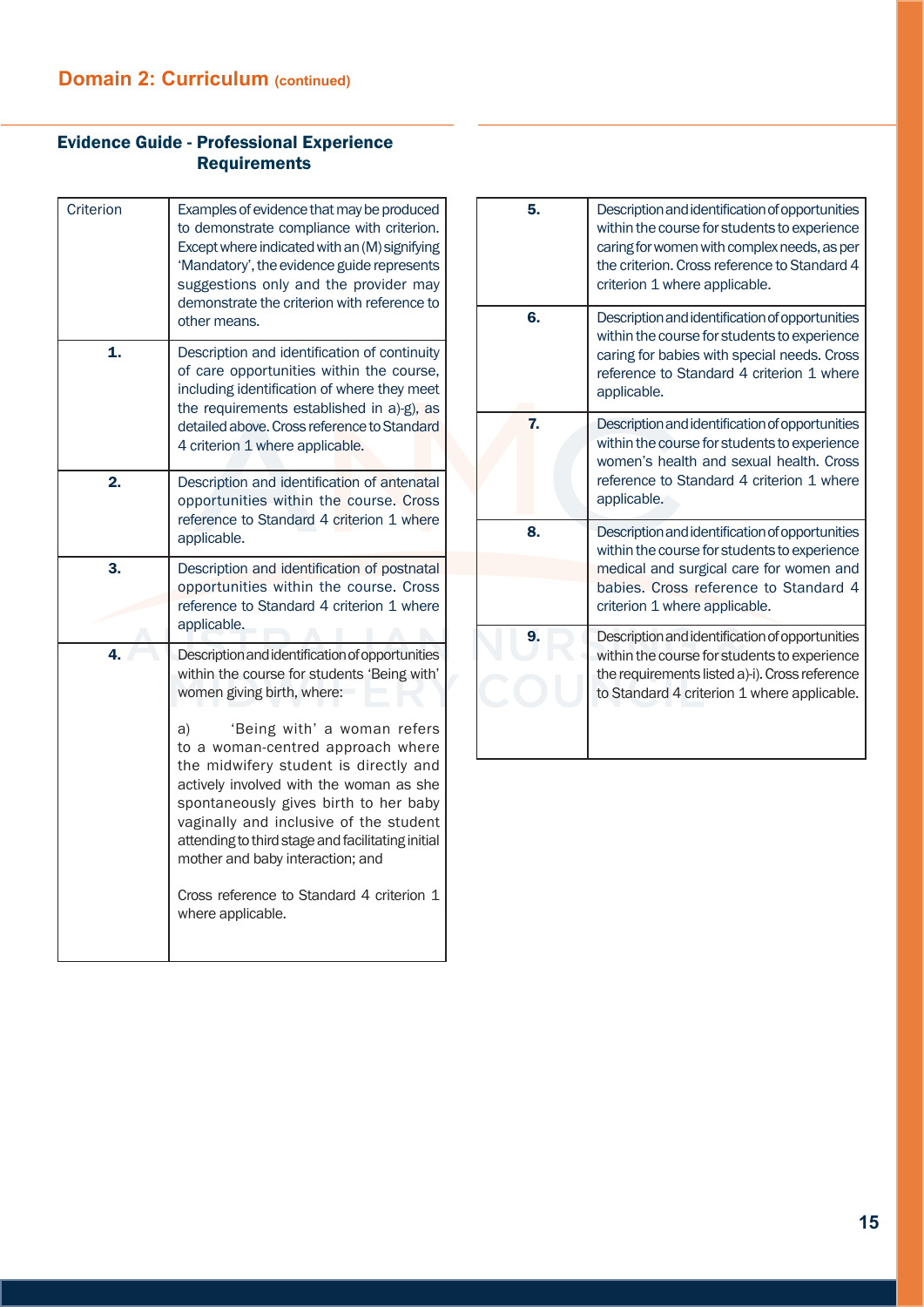## Domain 2: Curriculum (continued)

### Evidence Guide - Professional Experience Requirements

| Criterion | Examples of evidence that may be produced to demonstrate compliance with criterion. Except where indicated with an (M) signifying 'Mandatory', the evidence guide represents suggestions only and the provider may demonstrate the criterion with reference to other means. |
|---|---|
| **1.** | Description and identification of continuity of care opportunities within the course, including identification of where they meet the requirements established in a)-g), as detailed above. Cross reference to Standard 4 criterion 1 where applicable. |
| **2.** | Description and identification of antenatal opportunities within the course. Cross reference to Standard 4 criterion 1 where applicable. |
| **3.** | Description and identification of postnatal opportunities within the course. Cross reference to Standard 4 criterion 1 where applicable. |
| **4.** | Description and identification of opportunities within the course for students 'Being with' women giving birth, where:<br><br>a) 'Being with' a woman refers to a woman-centred approach where the midwifery student is directly and actively involved with the woman as she spontaneously gives birth to her baby vaginally and inclusive of the student attending to third stage and facilitating initial mother and baby interaction; and<br><br>Cross reference to Standard 4 criterion 1 where applicable. |
| **5.** | Description and identification of opportunities within the course for students to experience caring for women with complex needs, as per the criterion. Cross reference to Standard 4 criterion 1 where applicable. |
| **6.** | Description and identification of opportunities within the course for students to experience caring for babies with special needs. Cross reference to Standard 4 criterion 1 where applicable. |
| **7.** | Description and identification of opportunities within the course for students to experience women's health and sexual health. Cross reference to Standard 4 criterion 1 where applicable. |
| **8.** | Description and identification of opportunities within the course for students to experience medical and surgical care for women and babies. Cross reference to Standard 4 criterion 1 where applicable. |
| **9.** | Description and identification of opportunities within the course for students to experience the requirements listed a)-i). Cross reference to Standard 4 criterion 1 where applicable. |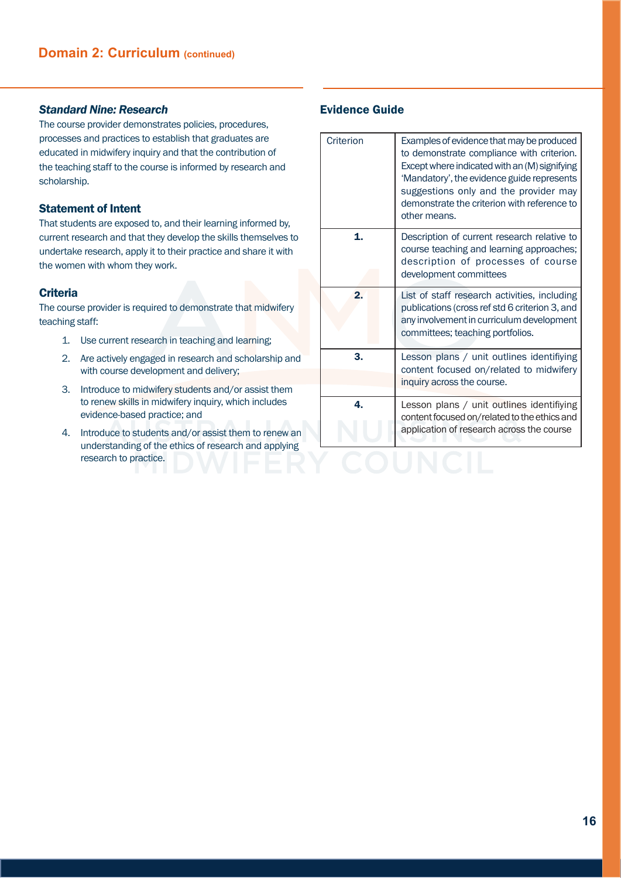## Domain 2: Curriculum (continued)

### *Standard Nine: Research*

The course provider demonstrates policies, procedures, processes and practices to establish that graduates are educated in midwifery inquiry and that the contribution of the teaching staff to the course is informed by research and scholarship.

### Statement of Intent

That students are exposed to, and their learning informed by, current research and that they develop the skills themselves to undertake research, apply it to their practice and share it with the women with whom they work.

### Criteria

The course provider is required to demonstrate that midwifery teaching staff:

1. Use current research in teaching and learning;
2. Are actively engaged in research and scholarship and with course development and delivery;
3. Introduce to midwifery students and/or assist them to renew skills in midwifery inquiry, which includes evidence-based practice; and
4. Introduce to students and/or assist them to renew an understanding of the ethics of research and applying research to practice.

### Evidence Guide

| Criterion | Examples of evidence that may be produced to demonstrate compliance with criterion. Except where indicated with an (M) signifying 'Mandatory', the evidence guide represents suggestions only and the provider may demonstrate the criterion with reference to other means. |
|---|---|
| **1.** | Description of current research relative to course teaching and learning approaches; description of processes of course development committees |
| **2.** | List of staff research activities, including publications (cross ref std 6 criterion 3, and any involvement in curriculum development committees; teaching portfolios. |
| **3.** | Lesson plans / unit outlines identifiying content focused on/related to midwifery inquiry across the course. |
| **4.** | Lesson plans / unit outlines identifiying content focused on/related to the ethics and application of research across the course |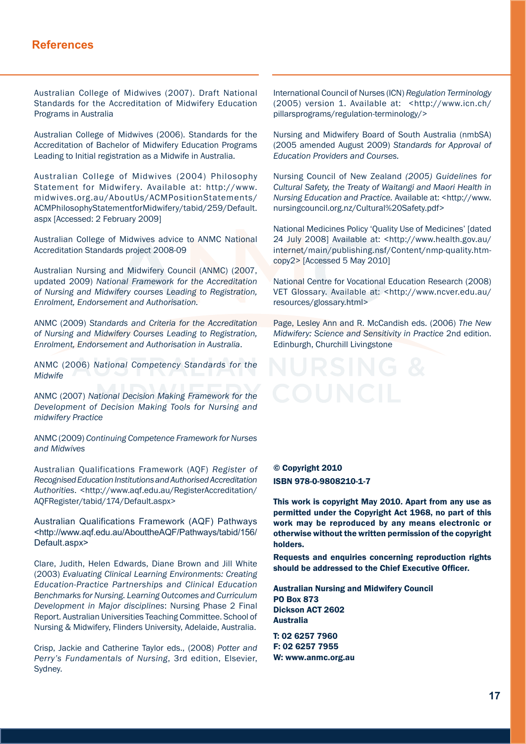## References

Australian College of Midwives (2007). Draft National Standards for the Accreditation of Midwifery Education Programs in Australia

Australian College of Midwives (2006). Standards for the Accreditation of Bachelor of Midwifery Education Programs Leading to Initial registration as a Midwife in Australia.

Australian College of Midwives (2004) Philosophy Statement for Midwifery. Available at: http://www.midwives.org.au/AboutUs/ACMPositionStatements/ACMPhilosophyStatementforMidwifery/tabid/259/Default.aspx [Accessed: 2 February 2009]

Australian College of Midwives advice to ANMC National Accreditation Standards project 2008-09

Australian Nursing and Midwifery Council (ANMC) (2007, updated 2009) *National Framework for the Accreditation of Nursing and Midwifery courses Leading to Registration, Enrolment, Endorsement and Authorisation.*

ANMC (2009) *Standards and Criteria for the Accreditation of Nursing and Midwifery Courses Leading to Registration, Enrolment, Endorsement and Authorisation in Australia*.

ANMC (2006) *National Competency Standards for the Midwife*

ANMC (2007) *National Decision Making Framework for the Development of Decision Making Tools for Nursing and midwifery Practice*

ANMC (2009) *Continuing Competence Framework for Nurses and Midwives*

Australian Qualifications Framework (AQF) *Register of Recognised Education Institutions and Authorised Accreditation Authorities*. <http://www.aqf.edu.au/RegisterAccreditation/AQFRegister/tabid/174/Default.aspx>

Australian Qualifications Framework (AQF) Pathways <http://www.aqf.edu.au/AbouttheAQF/Pathways/tabid/156/Default.aspx>

Clare, Judith, Helen Edwards, Diane Brown and Jill White (2003) *Evaluating Clinical Learning Environments: Creating Education-Practice Partnerships and Clinical Education Benchmarks for Nursing. Learning Outcomes and Curriculum Development in Major disciplines*: Nursing Phase 2 Final Report. Australian Universities Teaching Committee. School of Nursing & Midwifery, Flinders University, Adelaide, Australia.

Crisp, Jackie and Catherine Taylor eds., (2008) *Potter and Perry's Fundamentals of Nursing*, 3rd edition, Elsevier, Sydney.

International Council of Nurses (ICN) *Regulation Terminology* (2005) version 1. Available at: <http://www.icn.ch/pillarsprograms/regulation-terminology/>

Nursing and Midwifery Board of South Australia (nmbSA) (2005 amended August 2009) *Standards for Approval of Education Providers and Courses.*

Nursing Council of New Zealand *(2005) Guidelines for Cultural Safety, the Treaty of Waitangi and Maori Health in Nursing Education and Practice.* Available at: <http://www.nursingcouncil.org.nz/Cultural%20Safety.pdf>

National Medicines Policy 'Quality Use of Medicines' [dated 24 July 2008] Available at: <http://www.health.gov.au/internet/main/publishing.nsf/Content/nmp-quality.htm-copy2> [Accessed 5 May 2010]

National Centre for Vocational Education Research (2008) VET Glossary. Available at: <http://www.ncver.edu.au/resources/glossary.html>

Page, Lesley Ann and R. McCandish eds. (2006) *The New Midwifery: Science and Sensitivity in Practice* 2nd edition. Edinburgh, Churchill Livingstone

**© Copyright 2010**
**ISBN 978-0-9808210-1-7**

**This work is copyright May 2010. Apart from any use as permitted under the Copyright Act 1968, no part of this work may be reproduced by any means electronic or otherwise without the written permission of the copyright holders.**

**Requests and enquiries concerning reproduction rights should be addressed to the Chief Executive Officer.**

**Australian Nursing and Midwifery Council**
**PO Box 873**
**Dickson ACT 2602**
**Australia**

**T: 02 6257 7960**
**F: 02 6257 7955**
**W: www.anmc.org.au**